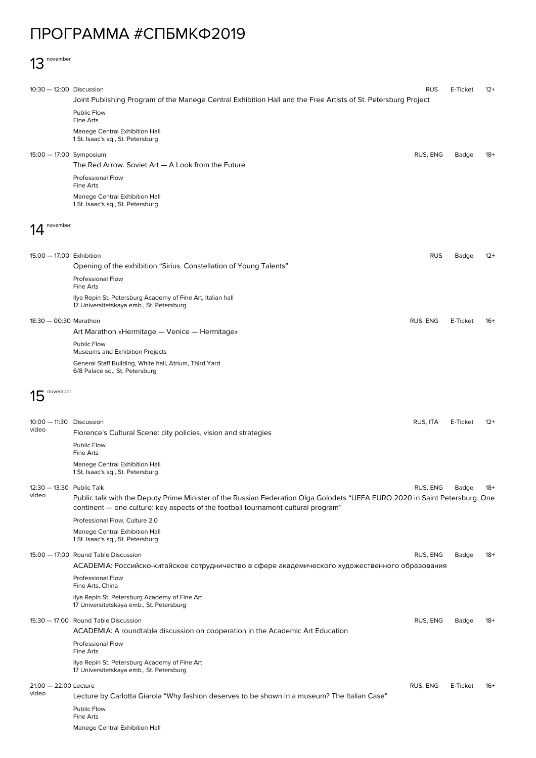# ПРОГРАММА #СПБМКФ2019

## 13 november

10:30 — 12:00 Discussion | RUS | E-Ticket | 12+

Joint Publishing Program of the Manege Central Exhibition Hall and the Free Artists of St. Petersburg Project

Public Flow
Fine Arts

Manege Central Exhibition Hall
1 St. Isaac's sq., St. Petersburg

15:00 — 17:00 Symposium | RUS, ENG | Badge | 18+

The Red Arrow. Soviet Art — A Look from the Future

Professional Flow
Fine Arts

Manege Central Exhibition Hall
1 St. Isaac's sq., St. Petersburg

## 14 november

15:00 — 17:00 Exhibition | RUS | Badge | 12+

Opening of the exhibition "Sirius. Constellation of Young Talents"

Professional Flow
Fine Arts

Ilya Repin St. Petersburg Academy of Fine Art, Italian hall
17 Universitetskaya emb., St. Petersburg

18:30 — 00:30 Marathon | RUS, ENG | E-Ticket | 16+

Art Marathon «Hermitage — Venice — Hermitage»

Public Flow
Museums and Exhibition Projects

General Staff Building, White hall, Atrium, Third Yard
6/8 Palace sq., St. Petersburg

## 15 november

10:00 — 11:30 Discussion | RUS, ITA | E-Ticket | 12+
video

Florence's Cultural Scene: city policies, vision and strategies

Public Flow
Fine Arts

Manege Central Exhibition Hall
1 St. Isaac's sq., St. Petersburg

12:30 — 13:30 Public Talk | RUS, ENG | Badge | 18+
video

Public talk with the Deputy Prime Minister of the Russian Federation Olga Golodets "UEFA EURO 2020 in Saint Petersburg. One continent — one culture: key aspects of the football tournament cultural program"

Professional Flow, Culture 2.0

Manege Central Exhibition Hall
1 St. Isaac's sq., St. Petersburg

15:00 — 17:00 Round Table Discussion | RUS, ENG | Badge | 18+

ACADEMIA: Российско-китайское сотрудничество в сфере академического художественного образования

Professional Flow
Fine Arts, China

Ilya Repin St. Petersburg Academy of Fine Art
17 Universitetskaya emb., St. Petersburg

15:30 — 17:00 Round Table Discussion | RUS, ENG | Badge | 18+

ACADEMIA: A roundtable discussion on cooperation in the Academic Art Education

Professional Flow
Fine Arts

Ilya Repin St. Petersburg Academy of Fine Art
17 Universitetskaya emb., St. Petersburg

21:00 — 22:00 Lecture | RUS, ENG | E-Ticket | 16+
video

Lecture by Carlotta Giarola "Why fashion deserves to be shown in a museum? The Italian Case"

Public Flow
Fine Arts

Manege Central Exhibition Hall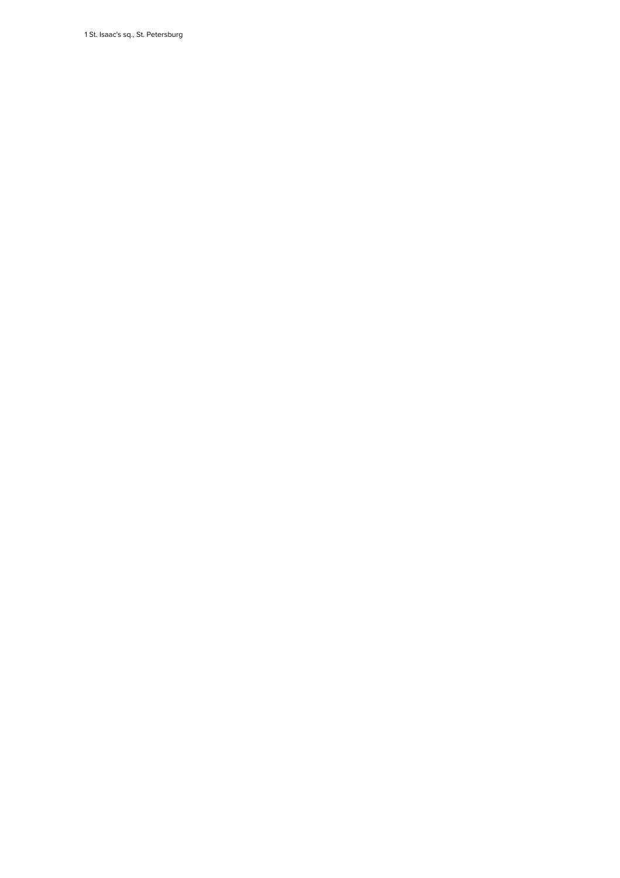1 St. Isaac's sq., St. Petersburg